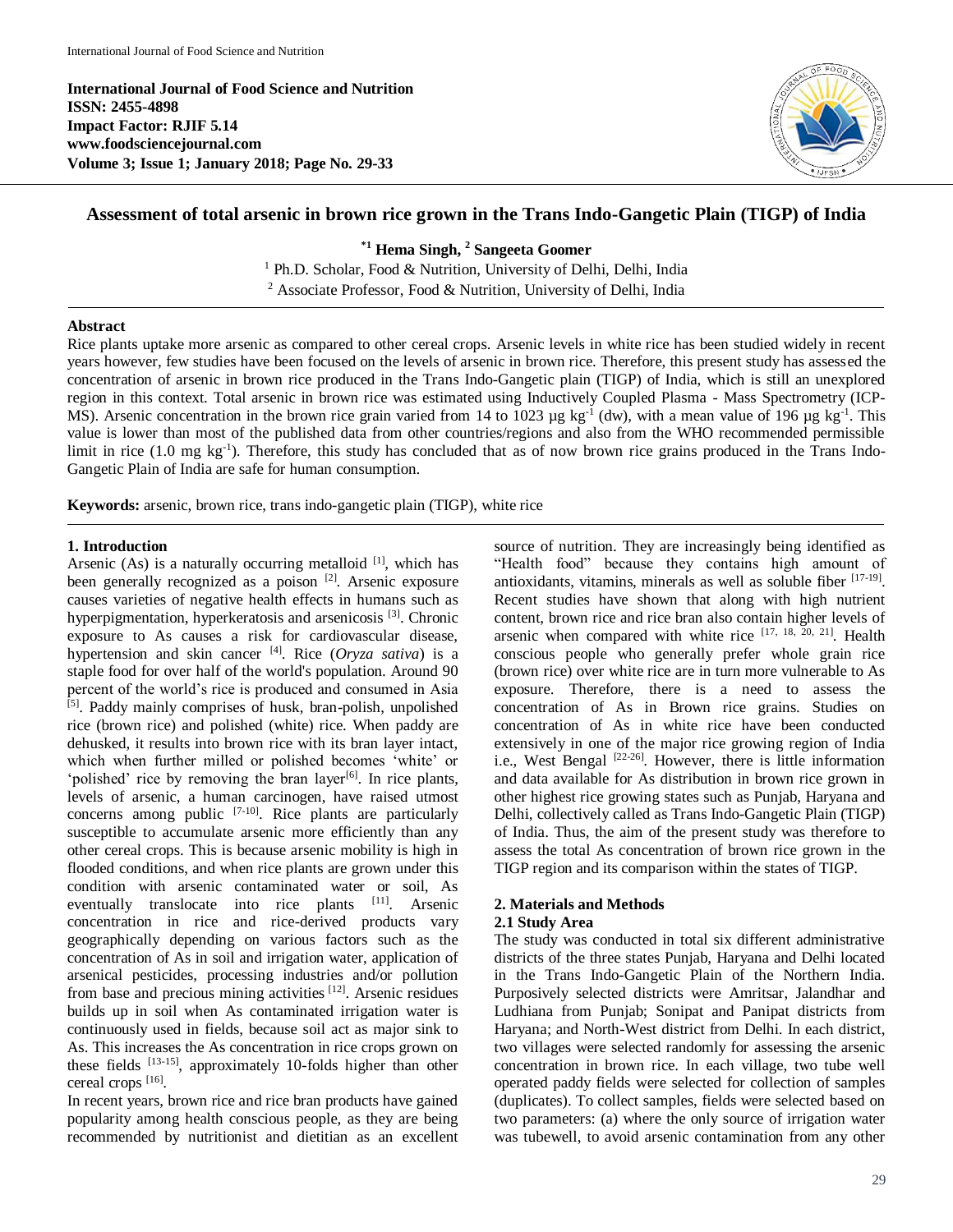International Journal of Food Science and Nutrition
ISSN: 2455-4898
Impact Factor: RJIF 5.14
www.foodsciencejournal.com
Volume 3; Issue 1; January 2018; Page No. 29-33

# Assessment of total arsenic in brown rice grown in the Trans Indo-Gangetic Plain (TIGP) of India

**[*1] Hema Singh, [2] Sangeeta Goomer**

[1] Ph.D. Scholar, Food & Nutrition, University of Delhi, Delhi, India
[2] Associate Professor, Food & Nutrition, University of Delhi, India

## Abstract

Rice plants uptake more arsenic as compared to other cereal crops. Arsenic levels in white rice has been studied widely in recent years however, few studies have been focused on the levels of arsenic in brown rice. Therefore, this present study has assessed the concentration of arsenic in brown rice produced in the Trans Indo-Gangetic plain (TIGP) of India, which is still an unexplored region in this context. Total arsenic in brown rice was estimated using Inductively Coupled Plasma - Mass Spectrometry (ICP-MS). Arsenic concentration in the brown rice grain varied from 14 to 1023 μg $kg^{-1}$ (dw), with a mean value of 196 μg $kg^{-1}$. This value is lower than most of the published data from other countries/regions and also from the WHO recommended permissible limit in rice (1.0 mg $kg^{-1}$). Therefore, this study has concluded that as of now brown rice grains produced in the Trans Indo-Gangetic Plain of India are safe for human consumption.

**Keywords:** arsenic, brown rice, trans indo-gangetic plain (TIGP), white rice

## 1. Introduction

Arsenic (As) is a naturally occurring metalloid [1], which has been generally recognized as a poison [2]. Arsenic exposure causes varieties of negative health effects in humans such as hyperpigmentation, hyperkeratosis and arsenicosis [3]. Chronic exposure to As causes a risk for cardiovascular disease, hypertension and skin cancer [4]. Rice (*Oryza sativa*) is a staple food for over half of the world's population. Around 90 percent of the world's rice is produced and consumed in Asia [5]. Paddy mainly comprises of husk, bran-polish, unpolished rice (brown rice) and polished (white) rice. When paddy are dehusked, it results into brown rice with its bran layer intact, which when further milled or polished becomes 'white' or 'polished' rice by removing the bran layer[6]. In rice plants, levels of arsenic, a human carcinogen, have raised utmost concerns among public [7-10]. Rice plants are particularly susceptible to accumulate arsenic more efficiently than any other cereal crops. This is because arsenic mobility is high in flooded conditions, and when rice plants are grown under this condition with arsenic contaminated water or soil, As eventually translocate into rice plants [11]. Arsenic concentration in rice and rice-derived products vary geographically depending on various factors such as the concentration of As in soil and irrigation water, application of arsenical pesticides, processing industries and/or pollution from base and precious mining activities [12]. Arsenic residues builds up in soil when As contaminated irrigation water is continuously used in fields, because soil act as major sink to As. This increases the As concentration in rice crops grown on these fields [13-15], approximately 10-folds higher than other cereal crops [16].

In recent years, brown rice and rice bran products have gained popularity among health conscious people, as they are being recommended by nutritionist and dietitian as an excellent source of nutrition. They are increasingly being identified as "Health food" because they contains high amount of antioxidants, vitamins, minerals as well as soluble fiber [17-19]. Recent studies have shown that along with high nutrient content, brown rice and rice bran also contain higher levels of arsenic when compared with white rice [17, 18, 20, 21]. Health conscious people who generally prefer whole grain rice (brown rice) over white rice are in turn more vulnerable to As exposure. Therefore, there is a need to assess the concentration of As in Brown rice grains. Studies on concentration of As in white rice have been conducted extensively in one of the major rice growing region of India i.e., West Bengal [22-26]. However, there is little information and data available for As distribution in brown rice grown in other highest rice growing states such as Punjab, Haryana and Delhi, collectively called as Trans Indo-Gangetic Plain (TIGP) of India. Thus, the aim of the present study was therefore to assess the total As concentration of brown rice grown in the TIGP region and its comparison within the states of TIGP.

## 2. Materials and Methods

### 2.1 Study Area

The study was conducted in total six different administrative districts of the three states Punjab, Haryana and Delhi located in the Trans Indo-Gangetic Plain of the Northern India. Purposively selected districts were Amritsar, Jalandhar and Ludhiana from Punjab; Sonipat and Panipat districts from Haryana; and North-West district from Delhi. In each district, two villages were selected randomly for assessing the arsenic concentration in brown rice. In each village, two tube well operated paddy fields were selected for collection of samples (duplicates). To collect samples, fields were selected based on two parameters: (a) where the only source of irrigation water was tubewell, to avoid arsenic contamination from any other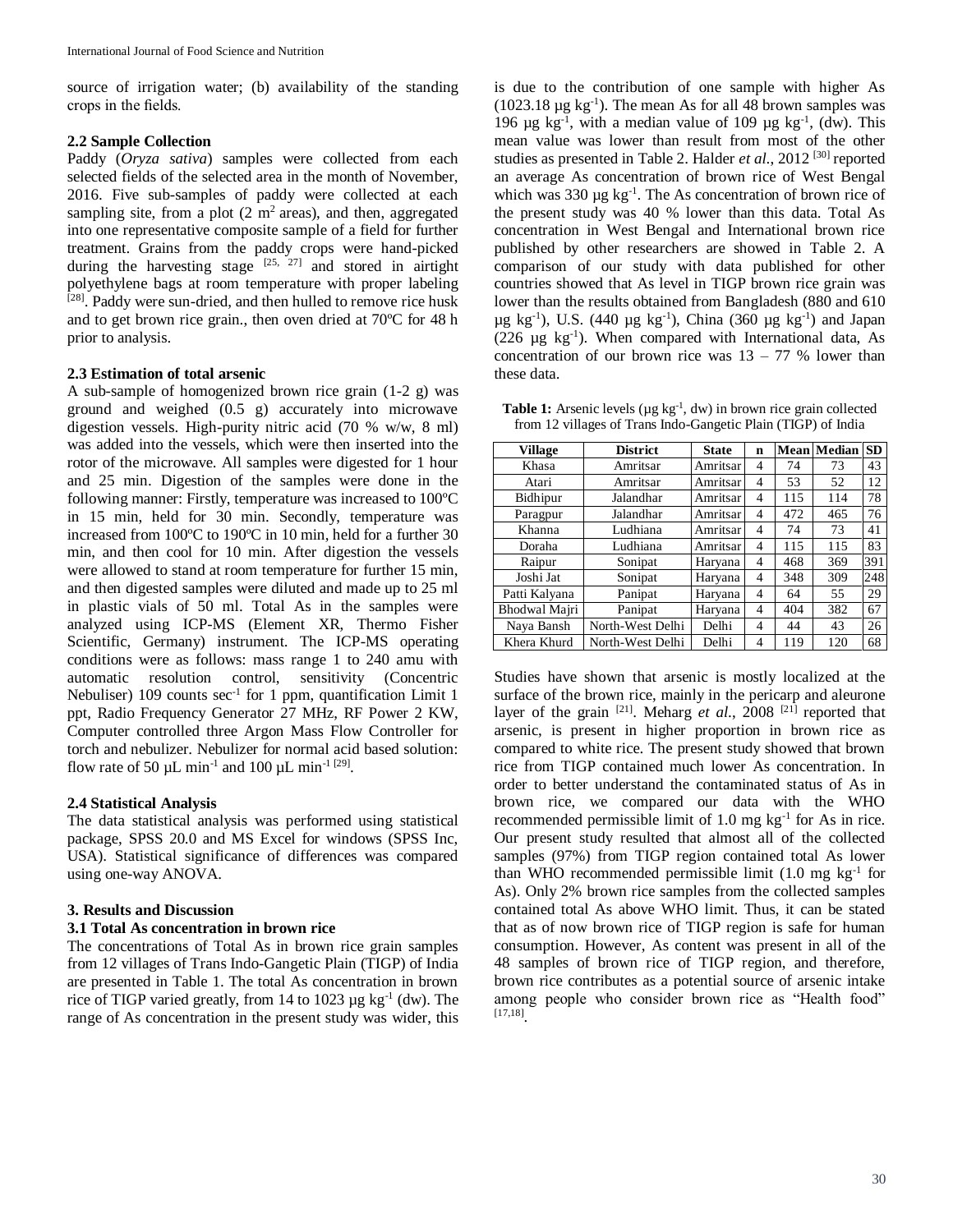source of irrigation water; (b) availability of the standing crops in the fields.

### 2.2 Sample Collection

Paddy (*Oryza sativa*) samples were collected from each selected fields of the selected area in the month of November, 2016. Five sub-samples of paddy were collected at each sampling site, from a plot (2 $m^2$ areas), and then, aggregated into one representative composite sample of a field for further treatment. Grains from the paddy crops were hand-picked during the harvesting stage [25, 27] and stored in airtight polyethylene bags at room temperature with proper labeling [28]. Paddy were sun-dried, and then hulled to remove rice husk and to get brown rice grain., then oven dried at 70ºC for 48 h prior to analysis.

### 2.3 Estimation of total arsenic

A sub-sample of homogenized brown rice grain (1-2 g) was ground and weighed (0.5 g) accurately into microwave digestion vessels. High-purity nitric acid (70 % w/w, 8 ml) was added into the vessels, which were then inserted into the rotor of the microwave. All samples were digested for 1 hour and 25 min. Digestion of the samples were done in the following manner: Firstly, temperature was increased to 100ºC in 15 min, held for 30 min. Secondly, temperature was increased from 100ºC to 190ºC in 10 min, held for a further 30 min, and then cool for 10 min. After digestion the vessels were allowed to stand at room temperature for further 15 min, and then digested samples were diluted and made up to 25 ml in plastic vials of 50 ml. Total As in the samples were analyzed using ICP-MS (Element XR, Thermo Fisher Scientific, Germany) instrument. The ICP-MS operating conditions were as follows: mass range 1 to 240 amu with automatic resolution control, sensitivity (Concentric Nebuliser) 109 counts $sec^{-1}$ for 1 ppm, quantification Limit 1 ppt, Radio Frequency Generator 27 MHz, RF Power 2 KW, Computer controlled three Argon Mass Flow Controller for torch and nebulizer. Nebulizer for normal acid based solution: flow rate of 50 µL $min^{-1}$ and 100 µL $min^{-1}$ [29].

### 2.4 Statistical Analysis

The data statistical analysis was performed using statistical package, SPSS 20.0 and MS Excel for windows (SPSS Inc, USA). Statistical significance of differences was compared using one-way ANOVA.

## 3. Results and Discussion

### 3.1 Total As concentration in brown rice

The concentrations of Total As in brown rice grain samples from 12 villages of Trans Indo-Gangetic Plain (TIGP) of India are presented in Table 1. The total As concentration in brown rice of TIGP varied greatly, from 14 to 1023 µg $kg^{-1}$ (dw). The range of As concentration in the present study was wider, this is due to the contribution of one sample with higher As (1023.18 µg $kg^{-1}$). The mean As for all 48 brown samples was 196 µg $kg^{-1}$, with a median value of 109 µg $kg^{-1}$, (dw). This mean value was lower than result from most of the other studies as presented in Table 2. Halder *et al.*, 2012 [30] reported an average As concentration of brown rice of West Bengal which was 330 µg $kg^{-1}$. The As concentration of brown rice of the present study was 40 % lower than this data. Total As concentration in West Bengal and International brown rice published by other researchers are showed in Table 2. A comparison of our study with data published for other countries showed that As level in TIGP brown rice grain was lower than the results obtained from Bangladesh (880 and 610 µg $kg^{-1}$), U.S. (440 µg $kg^{-1}$), China (360 µg $kg^{-1}$) and Japan (226 µg $kg^{-1}$). When compared with International data, As concentration of our brown rice was 13 – 77 % lower than these data.

**Table 1:** Arsenic levels (µg $kg^{-1}$, dw) in brown rice grain collected from 12 villages of Trans Indo-Gangetic Plain (TIGP) of India

| Village | District | State | n | Mean | Median | SD |
|---|---|---|---|---|---|---|
| Khasa | Amritsar | Amritsar | 4 | 74 | 73 | 43 |
| Atari | Amritsar | Amritsar | 4 | 53 | 52 | 12 |
| Bidhipur | Jalandhar | Amritsar | 4 | 115 | 114 | 78 |
| Paragpur | Jalandhar | Amritsar | 4 | 472 | 465 | 76 |
| Khanna | Ludhiana | Amritsar | 4 | 74 | 73 | 41 |
| Doraha | Ludhiana | Amritsar | 4 | 115 | 115 | 83 |
| Raipur | Sonipat | Haryana | 4 | 468 | 369 | 391 |
| Joshi Jat | Sonipat | Haryana | 4 | 348 | 309 | 248 |
| Patti Kalyana | Panipat | Haryana | 4 | 64 | 55 | 29 |
| Bhodwal Majri | Panipat | Haryana | 4 | 404 | 382 | 67 |
| Naya Bansh | North-West Delhi | Delhi | 4 | 44 | 43 | 26 |
| Khera Khurd | North-West Delhi | Delhi | 4 | 119 | 120 | 68 |

Studies have shown that arsenic is mostly localized at the surface of the brown rice, mainly in the pericarp and aleurone layer of the grain [21]. Meharg *et al.*, 2008 [21] reported that arsenic, is present in higher proportion in brown rice as compared to white rice. The present study showed that brown rice from TIGP contained much lower As concentration. In order to better understand the contaminated status of As in brown rice, we compared our data with the WHO recommended permissible limit of 1.0 mg $kg^{-1}$ for As in rice. Our present study resulted that almost all of the collected samples (97%) from TIGP region contained total As lower than WHO recommended permissible limit (1.0 mg $kg^{-1}$ for As). Only 2% brown rice samples from the collected samples contained total As above WHO limit. Thus, it can be stated that as of now brown rice of TIGP region is safe for human consumption. However, As content was present in all of the 48 samples of brown rice of TIGP region, and therefore, brown rice contributes as a potential source of arsenic intake among people who consider brown rice as "Health food" [17,18].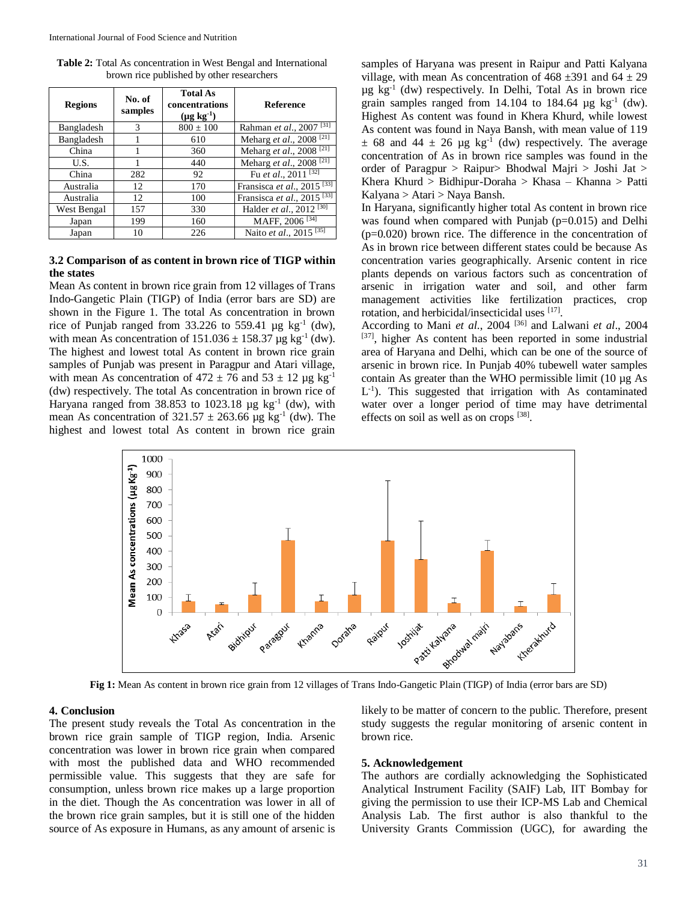**Table 2:** Total As concentration in West Bengal and International brown rice published by other researchers

| Regions | No. of samples | Total As concentrations (μg kg$^{-1}$) | Reference |
|---|---|---|---|
| Bangladesh | 3 | 800 ± 100 | Rahman *et al.*, 2007 [31] |
| Bangladesh | 1 | 610 | Meharg *et al.*, 2008 [21] |
| China | 1 | 360 | Meharg *et al.*, 2008 [21] |
| U.S. | 1 | 440 | Meharg *et al.*, 2008 [21] |
| China | 282 | 92 | Fu *et al.*, 2011 [32] |
| Australia | 12 | 170 | Fransisca *et al.*, 2015 [33] |
| Australia | 12 | 100 | Fransisca *et al.*, 2015 [33] |
| West Bengal | 157 | 330 | Halder *et al.*, 2012 [30] |
| Japan | 199 | 160 | MAFF, 2006 [34] |
| Japan | 10 | 226 | Naito *et al.*, 2015 [35] |

### 3.2 Comparison of as content in brown rice of TIGP within the states

Mean As content in brown rice grain from 12 villages of Trans Indo-Gangetic Plain (TIGP) of India (error bars are SD) are shown in the Figure 1. The total As concentration in brown rice of Punjab ranged from 33.226 to 559.41 μg kg$^{-1}$ (dw), with mean As concentration of 151.036 ± 158.37 μg kg$^{-1}$ (dw). The highest and lowest total As content in brown rice grain samples of Punjab was present in Paragpur and Atari village, with mean As concentration of 472 ± 76 and 53 ± 12 μg kg$^{-1}$ (dw) respectively. The total As concentration in brown rice of Haryana ranged from 38.853 to 1023.18 μg kg$^{-1}$ (dw), with mean As concentration of 321.57 ± 263.66 μg kg$^{-1}$ (dw). The highest and lowest total As content in brown rice grain samples of Haryana was present in Raipur and Patti Kalyana village, with mean As concentration of 468 ±391 and 64 ± 29 μg kg$^{-1}$ (dw) respectively. In Delhi, Total As in brown rice grain samples ranged from 14.104 to 184.64 μg kg$^{-1}$ (dw). Highest As content was found in Khera Khurd, while lowest As content was found in Naya Bansh, with mean value of 119 ± 68 and 44 ± 26 μg kg$^{-1}$ (dw) respectively. The average concentration of As in brown rice samples was found in the order of Paragpur > Raipur> Bhodwal Majri > Joshi Jat > Khera Khurd > Bidhipur-Doraha > Khasa – Khanna > Patti Kalyana > Atari > Naya Bansh.

In Haryana, significantly higher total As content in brown rice was found when compared with Punjab (p=0.015) and Delhi (p=0.020) brown rice. The difference in the concentration of As in brown rice between different states could be because As concentration varies geographically. Arsenic content in rice plants depends on various factors such as concentration of arsenic in irrigation water and soil, and other farm management activities like fertilization practices, crop rotation, and herbicidal/insecticidal uses [17].

According to Mani *et al.*, 2004 [36] and Lalwani *et al*., 2004 [37], higher As content has been reported in some industrial area of Haryana and Delhi, which can be one of the source of arsenic in brown rice. In Punjab 40% tubewell water samples contain As greater than the WHO permissible limit (10 μg As L$^{-1}$). This suggested that irrigation with As contaminated water over a longer period of time may have detrimental effects on soil as well as on crops [38].

**Fig 1:** Mean As content in brown rice grain from 12 villages of Trans Indo-Gangetic Plain (TIGP) of India (error bars are SD)

## 4. Conclusion

The present study reveals the Total As concentration in the brown rice grain sample of TIGP region, India. Arsenic concentration was lower in brown rice grain when compared with most the published data and WHO recommended permissible value. This suggests that they are safe for consumption, unless brown rice makes up a large proportion in the diet. Though the As concentration was lower in all of the brown rice grain samples, but it is still one of the hidden source of As exposure in Humans, as any amount of arsenic is likely to be matter of concern to the public. Therefore, present study suggests the regular monitoring of arsenic content in brown rice.

## 5. Acknowledgement

The authors are cordially acknowledging the Sophisticated Analytical Instrument Facility (SAIF) Lab, IIT Bombay for giving the permission to use their ICP-MS Lab and Chemical Analysis Lab. The first author is also thankful to the University Grants Commission (UGC), for awarding the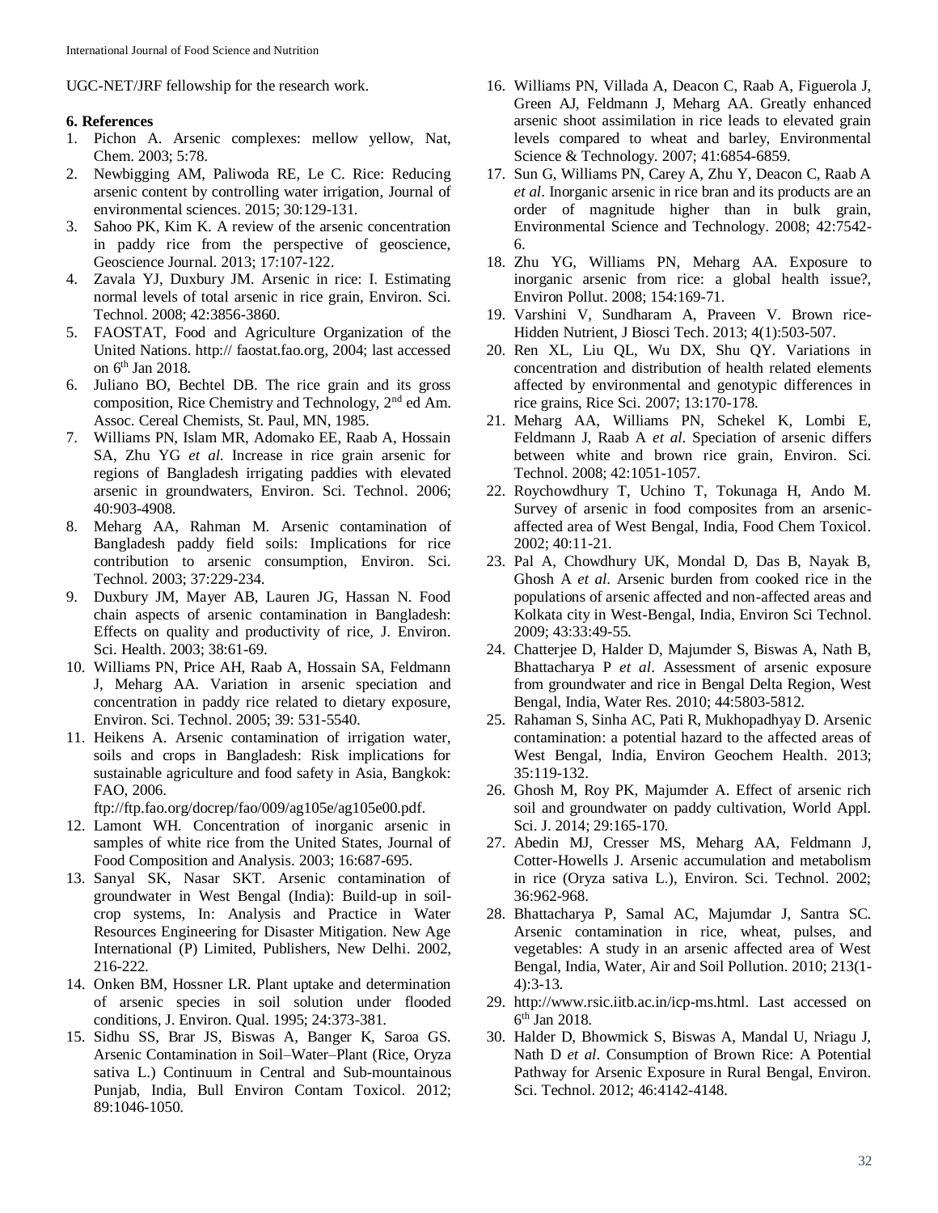UGC-NET/JRF fellowship for the research work.

### 6. References

1. Pichon A. Arsenic complexes: mellow yellow, Nat, Chem. 2003; 5:78.
2. Newbigging AM, Paliwoda RE, Le C. Rice: Reducing arsenic content by controlling water irrigation, Journal of environmental sciences. 2015; 30:129-131.
3. Sahoo PK, Kim K. A review of the arsenic concentration in paddy rice from the perspective of geoscience, Geoscience Journal. 2013; 17:107-122.
4. Zavala YJ, Duxbury JM. Arsenic in rice: I. Estimating normal levels of total arsenic in rice grain, Environ. Sci. Technol. 2008; 42:3856-3860.
5. FAOSTAT, Food and Agriculture Organization of the United Nations. http:// faostat.fao.org, 2004; last accessed on 6th Jan 2018.
6. Juliano BO, Bechtel DB. The rice grain and its gross composition, Rice Chemistry and Technology, 2nd ed Am. Assoc. Cereal Chemists, St. Paul, MN, 1985.
7. Williams PN, Islam MR, Adomako EE, Raab A, Hossain SA, Zhu YG *et al.* Increase in rice grain arsenic for regions of Bangladesh irrigating paddies with elevated arsenic in groundwaters, Environ. Sci. Technol. 2006; 40:903-4908.
8. Meharg AA, Rahman M. Arsenic contamination of Bangladesh paddy field soils: Implications for rice contribution to arsenic consumption, Environ. Sci. Technol. 2003; 37:229-234.
9. Duxbury JM, Mayer AB, Lauren JG, Hassan N. Food chain aspects of arsenic contamination in Bangladesh: Effects on quality and productivity of rice, J. Environ. Sci. Health. 2003; 38:61-69.
10. Williams PN, Price AH, Raab A, Hossain SA, Feldmann J, Meharg AA. Variation in arsenic speciation and concentration in paddy rice related to dietary exposure, Environ. Sci. Technol. 2005; 39: 531-5540.
11. Heikens A. Arsenic contamination of irrigation water, soils and crops in Bangladesh: Risk implications for sustainable agriculture and food safety in Asia, Bangkok: FAO, 2006. ftp://ftp.fao.org/docrep/fao/009/ag105e/ag105e00.pdf.
12. Lamont WH. Concentration of inorganic arsenic in samples of white rice from the United States, Journal of Food Composition and Analysis. 2003; 16:687-695.
13. Sanyal SK, Nasar SKT. Arsenic contamination of groundwater in West Bengal (India): Build-up in soil-crop systems, In: Analysis and Practice in Water Resources Engineering for Disaster Mitigation. New Age International (P) Limited, Publishers, New Delhi. 2002, 216-222.
14. Onken BM, Hossner LR. Plant uptake and determination of arsenic species in soil solution under flooded conditions, J. Environ. Qual. 1995; 24:373-381.
15. Sidhu SS, Brar JS, Biswas A, Banger K, Saroa GS. Arsenic Contamination in Soil–Water–Plant (Rice, Oryza sativa L.) Continuum in Central and Sub-mountainous Punjab, India, Bull Environ Contam Toxicol. 2012; 89:1046-1050.
16. Williams PN, Villada A, Deacon C, Raab A, Figuerola J, Green AJ, Feldmann J, Meharg AA. Greatly enhanced arsenic shoot assimilation in rice leads to elevated grain levels compared to wheat and barley, Environmental Science & Technology. 2007; 41:6854-6859.
17. Sun G, Williams PN, Carey A, Zhu Y, Deacon C, Raab A *et al*. Inorganic arsenic in rice bran and its products are an order of magnitude higher than in bulk grain, Environmental Science and Technology. 2008; 42:7542-6.
18. Zhu YG, Williams PN, Meharg AA. Exposure to inorganic arsenic from rice: a global health issue?, Environ Pollut. 2008; 154:169-71.
19. Varshini V, Sundharam A, Praveen V. Brown rice-Hidden Nutrient, J Biosci Tech. 2013; 4(1):503-507.
20. Ren XL, Liu QL, Wu DX, Shu QY. Variations in concentration and distribution of health related elements affected by environmental and genotypic differences in rice grains, Rice Sci. 2007; 13:170-178.
21. Meharg AA, Williams PN, Schekel K, Lombi E, Feldmann J, Raab A *et al*. Speciation of arsenic differs between white and brown rice grain, Environ. Sci. Technol. 2008; 42:1051-1057.
22. Roychowdhury T, Uchino T, Tokunaga H, Ando M. Survey of arsenic in food composites from an arsenic-affected area of West Bengal, India, Food Chem Toxicol. 2002; 40:11-21.
23. Pal A, Chowdhury UK, Mondal D, Das B, Nayak B, Ghosh A *et al*. Arsenic burden from cooked rice in the populations of arsenic affected and non-affected areas and Kolkata city in West-Bengal, India, Environ Sci Technol. 2009; 43:33:49-55.
24. Chatterjee D, Halder D, Majumder S, Biswas A, Nath B, Bhattacharya P *et al*. Assessment of arsenic exposure from groundwater and rice in Bengal Delta Region, West Bengal, India, Water Res. 2010; 44:5803-5812.
25. Rahaman S, Sinha AC, Pati R, Mukhopadhyay D. Arsenic contamination: a potential hazard to the affected areas of West Bengal, India, Environ Geochem Health. 2013; 35:119-132.
26. Ghosh M, Roy PK, Majumder A. Effect of arsenic rich soil and groundwater on paddy cultivation, World Appl. Sci. J. 2014; 29:165-170.
27. Abedin MJ, Cresser MS, Meharg AA, Feldmann J, Cotter-Howells J. Arsenic accumulation and metabolism in rice (Oryza sativa L.), Environ. Sci. Technol. 2002; 36:962-968.
28. Bhattacharya P, Samal AC, Majumdar J, Santra SC. Arsenic contamination in rice, wheat, pulses, and vegetables: A study in an arsenic affected area of West Bengal, India, Water, Air and Soil Pollution. 2010; 213(1-4):3-13.
29. http://www.rsic.iitb.ac.in/icp-ms.html. Last accessed on 6th Jan 2018.
30. Halder D, Bhowmick S, Biswas A, Mandal U, Nriagu J, Nath D *et al*. Consumption of Brown Rice: A Potential Pathway for Arsenic Exposure in Rural Bengal, Environ. Sci. Technol. 2012; 46:4142-4148.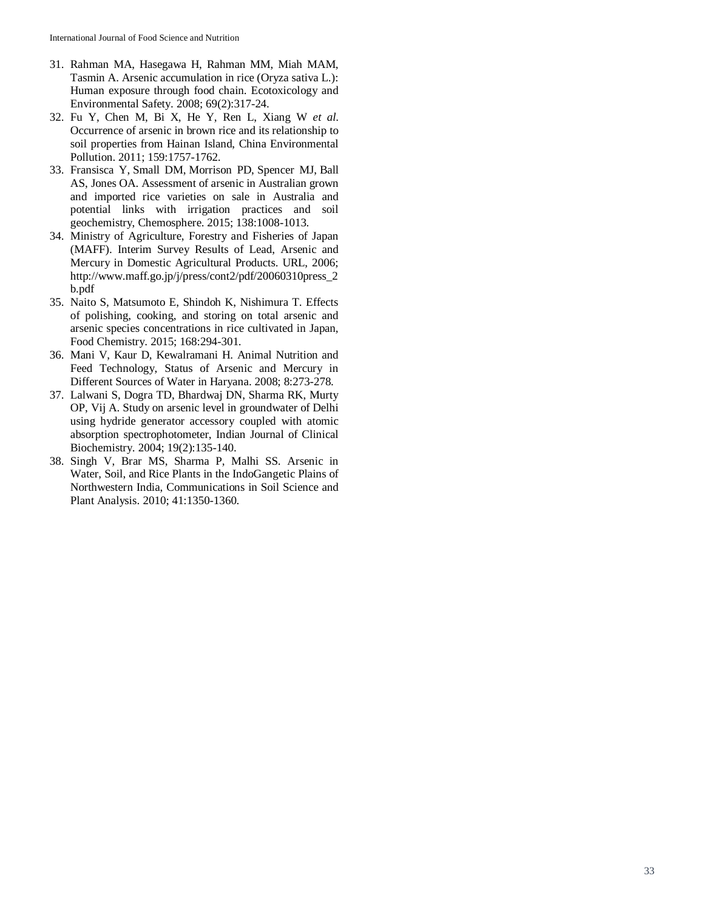31. Rahman MA, Hasegawa H, Rahman MM, Miah MAM, Tasmin A. Arsenic accumulation in rice (Oryza sativa L.): Human exposure through food chain. Ecotoxicology and Environmental Safety. 2008; 69(2):317-24.
32. Fu Y, Chen M, Bi X, He Y, Ren L, Xiang W *et al*. Occurrence of arsenic in brown rice and its relationship to soil properties from Hainan Island, China Environmental Pollution. 2011; 159:1757-1762.
33. Fransisca Y, Small DM, Morrison PD, Spencer MJ, Ball AS, Jones OA. Assessment of arsenic in Australian grown and imported rice varieties on sale in Australia and potential links with irrigation practices and soil geochemistry, Chemosphere. 2015; 138:1008-1013.
34. Ministry of Agriculture, Forestry and Fisheries of Japan (MAFF). Interim Survey Results of Lead, Arsenic and Mercury in Domestic Agricultural Products. URL, 2006; http://www.maff.go.jp/j/press/cont2/pdf/20060310press_2b.pdf
35. Naito S, Matsumoto E, Shindoh K, Nishimura T. Effects of polishing, cooking, and storing on total arsenic and arsenic species concentrations in rice cultivated in Japan, Food Chemistry. 2015; 168:294-301.
36. Mani V, Kaur D, Kewalramani H. Animal Nutrition and Feed Technology, Status of Arsenic and Mercury in Different Sources of Water in Haryana. 2008; 8:273-278.
37. Lalwani S, Dogra TD, Bhardwaj DN, Sharma RK, Murty OP, Vij A. Study on arsenic level in groundwater of Delhi using hydride generator accessory coupled with atomic absorption spectrophotometer, Indian Journal of Clinical Biochemistry. 2004; 19(2):135-140.
38. Singh V, Brar MS, Sharma P, Malhi SS. Arsenic in Water, Soil, and Rice Plants in the IndoGangetic Plains of Northwestern India, Communications in Soil Science and Plant Analysis. 2010; 41:1350-1360.